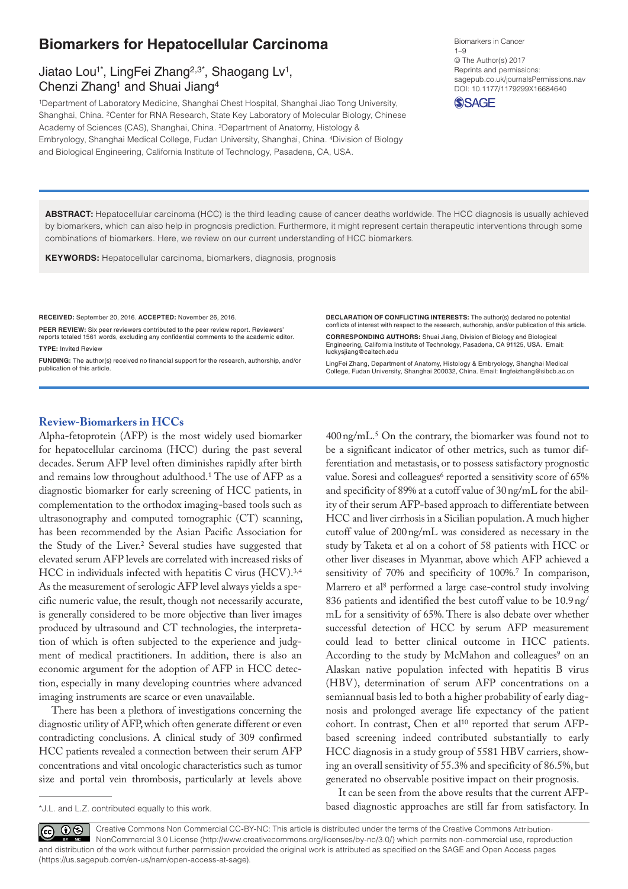# Biomarkers for Hepatocellular Carcinoma

Jiatao Lou[1*], LingFei Zhang[2,3*], Shaogang Lv[1], Chenzi Zhang[1] and Shuai Jiang[4]

[1]Department of Laboratory Medicine, Shanghai Chest Hospital, Shanghai Jiao Tong University, Shanghai, China. [2]Center for RNA Research, State Key Laboratory of Molecular Biology, Chinese Academy of Sciences (CAS), Shanghai, China. [3]Department of Anatomy, Histology & Embryology, Shanghai Medical College, Fudan University, Shanghai, China. [4]Division of Biology and Biological Engineering, California Institute of Technology, Pasadena, CA, USA.

Biomarkers in Cancer
1–9
© The Author(s) 2017
Reprints and permissions: sagepub.co.uk/journalsPermissions.nav
DOI: 10.1177/1179299X16684640

**ABSTRACT:** Hepatocellular carcinoma (HCC) is the third leading cause of cancer deaths worldwide. The HCC diagnosis is usually achieved by biomarkers, which can also help in prognosis prediction. Furthermore, it might represent certain therapeutic interventions through some combinations of biomarkers. Here, we review on our current understanding of HCC biomarkers.

**KEYWORDS:** Hepatocellular carcinoma, biomarkers, diagnosis, prognosis

**RECEIVED:** September 20, 2016. **ACCEPTED:** November 26, 2016.

**PEER REVIEW:** Six peer reviewers contributed to the peer review report. Reviewers' reports totaled 1561 words, excluding any confidential comments to the academic editor.

**TYPE:** Invited Review

**FUNDING:** The author(s) received no financial support for the research, authorship, and/or publication of this article.

**DECLARATION OF CONFLICTING INTERESTS:** The author(s) declared no potential conflicts of interest with respect to the research, authorship, and/or publication of this article.

**CORRESPONDING AUTHORS:** Shuai Jiang, Division of Biology and Biological Engineering, California Institute of Technology, Pasadena, CA 91125, USA. Email: luckysjiang@caltech.edu

LingFei Zhang, Department of Anatomy, Histology & Embryology, Shanghai Medical College, Fudan University, Shanghai 200032, China. Email: lingfeizhang@sibcb.ac.cn

## Review-Biomarkers in HCCs

Alpha-fetoprotein (AFP) is the most widely used biomarker for hepatocellular carcinoma (HCC) during the past several decades. Serum AFP level often diminishes rapidly after birth and remains low throughout adulthood.[1] The use of AFP as a diagnostic biomarker for early screening of HCC patients, in complementation to the orthodox imaging-based tools such as ultrasonography and computed tomographic (CT) scanning, has been recommended by the Asian Pacific Association for the Study of the Liver.[2] Several studies have suggested that elevated serum AFP levels are correlated with increased risks of HCC in individuals infected with hepatitis C virus (HCV).[3,4] As the measurement of serologic AFP level always yields a specific numeric value, the result, though not necessarily accurate, is generally considered to be more objective than liver images produced by ultrasound and CT technologies, the interpretation of which is often subjected to the experience and judgment of medical practitioners. In addition, there is also an economic argument for the adoption of AFP in HCC detection, especially in many developing countries where advanced imaging instruments are scarce or even unavailable.

There has been a plethora of investigations concerning the diagnostic utility of AFP, which often generate different or even contradicting conclusions. A clinical study of 309 confirmed HCC patients revealed a connection between their serum AFP concentrations and vital oncologic characteristics such as tumor size and portal vein thrombosis, particularly at levels above 400 ng/mL.[5] On the contrary, the biomarker was found not to be a significant indicator of other metrics, such as tumor differentiation and metastasis, or to possess satisfactory prognostic value. Soresi and colleagues[6] reported a sensitivity score of 65% and specificity of 89% at a cutoff value of 30 ng/mL for the ability of their serum AFP-based approach to differentiate between HCC and liver cirrhosis in a Sicilian population. A much higher cutoff value of 200 ng/mL was considered as necessary in the study by Taketa et al on a cohort of 58 patients with HCC or other liver diseases in Myanmar, above which AFP achieved a sensitivity of 70% and specificity of 100%.[7] In comparison, Marrero et al[8] performed a large case-control study involving 836 patients and identified the best cutoff value to be 10.9 ng/mL for a sensitivity of 65%. There is also debate over whether successful detection of HCC by serum AFP measurement could lead to better clinical outcome in HCC patients. According to the study by McMahon and colleagues[9] on an Alaskan native population infected with hepatitis B virus (HBV), determination of serum AFP concentrations on a semiannual basis led to both a higher probability of early diagnosis and prolonged average life expectancy of the patient cohort. In contrast, Chen et al[10] reported that serum AFP-based screening indeed contributed substantially to early HCC diagnosis in a study group of 5581 HBV carriers, showing an overall sensitivity of 55.3% and specificity of 86.5%, but generated no observable positive impact on their prognosis.

It can be seen from the above results that the current AFP-based diagnostic approaches are still far from satisfactory. In

*J.L. and L.Z. contributed equally to this work.

Creative Commons Non Commercial CC-BY-NC: This article is distributed under the terms of the Creative Commons Attribution-NonCommercial 3.0 License (http://www.creativecommons.org/licenses/by-nc/3.0/) which permits non-commercial use, reproduction and distribution of the work without further permission provided the original work is attributed as specified on the SAGE and Open Access pages (https://us.sagepub.com/en-us/nam/open-access-at-sage).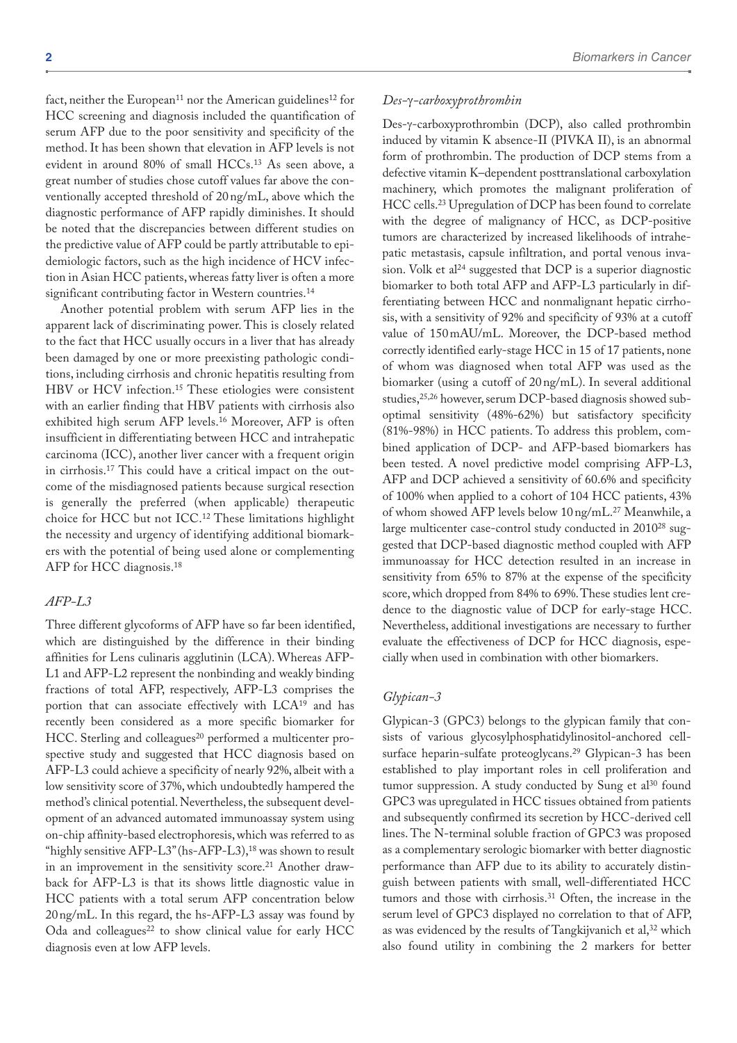fact, neither the European[11] nor the American guidelines[12] for HCC screening and diagnosis included the quantification of serum AFP due to the poor sensitivity and specificity of the method. It has been shown that elevation in AFP levels is not evident in around 80% of small HCCs.[13] As seen above, a great number of studies chose cutoff values far above the conventionally accepted threshold of 20 ng/mL, above which the diagnostic performance of AFP rapidly diminishes. It should be noted that the discrepancies between different studies on the predictive value of AFP could be partly attributable to epidemiologic factors, such as the high incidence of HCV infection in Asian HCC patients, whereas fatty liver is often a more significant contributing factor in Western countries.[14]

Another potential problem with serum AFP lies in the apparent lack of discriminating power. This is closely related to the fact that HCC usually occurs in a liver that has already been damaged by one or more preexisting pathologic conditions, including cirrhosis and chronic hepatitis resulting from HBV or HCV infection.[15] These etiologies were consistent with an earlier finding that HBV patients with cirrhosis also exhibited high serum AFP levels.[16] Moreover, AFP is often insufficient in differentiating between HCC and intrahepatic carcinoma (ICC), another liver cancer with a frequent origin in cirrhosis.[17] This could have a critical impact on the outcome of the misdiagnosed patients because surgical resection is generally the preferred (when applicable) therapeutic choice for HCC but not ICC.[12] These limitations highlight the necessity and urgency of identifying additional biomarkers with the potential of being used alone or complementing AFP for HCC diagnosis.[18]

### *AFP-L3*

Three different glycoforms of AFP have so far been identified, which are distinguished by the difference in their binding affinities for Lens culinaris agglutinin (LCA). Whereas AFP-L1 and AFP-L2 represent the nonbinding and weakly binding fractions of total AFP, respectively, AFP-L3 comprises the portion that can associate effectively with LCA[19] and has recently been considered as a more specific biomarker for HCC. Sterling and colleagues[20] performed a multicenter prospective study and suggested that HCC diagnosis based on AFP-L3 could achieve a specificity of nearly 92%, albeit with a low sensitivity score of 37%, which undoubtedly hampered the method's clinical potential. Nevertheless, the subsequent development of an advanced automated immunoassay system using on-chip affinity-based electrophoresis, which was referred to as "highly sensitive AFP-L3" (hs-AFP-L3),[18] was shown to result in an improvement in the sensitivity score.[21] Another drawback for AFP-L3 is that its shows little diagnostic value in HCC patients with a total serum AFP concentration below 20 ng/mL. In this regard, the hs-AFP-L3 assay was found by Oda and colleagues[22] to show clinical value for early HCC diagnosis even at low AFP levels.

### *Des-γ-carboxyprothrombin*

Des-γ-carboxyprothrombin (DCP), also called prothrombin induced by vitamin K absence-II (PIVKA II), is an abnormal form of prothrombin. The production of DCP stems from a defective vitamin K–dependent posttranslational carboxylation machinery, which promotes the malignant proliferation of HCC cells.[23] Upregulation of DCP has been found to correlate with the degree of malignancy of HCC, as DCP-positive tumors are characterized by increased likelihoods of intrahepatic metastasis, capsule infiltration, and portal venous invasion. Volk et al[24] suggested that DCP is a superior diagnostic biomarker to both total AFP and AFP-L3 particularly in differentiating between HCC and nonmalignant hepatic cirrhosis, with a sensitivity of 92% and specificity of 93% at a cutoff value of 150 mAU/mL. Moreover, the DCP-based method correctly identified early-stage HCC in 15 of 17 patients, none of whom was diagnosed when total AFP was used as the biomarker (using a cutoff of 20 ng/mL). In several additional studies,[25,26] however, serum DCP-based diagnosis showed suboptimal sensitivity (48%-62%) but satisfactory specificity (81%-98%) in HCC patients. To address this problem, combined application of DCP- and AFP-based biomarkers has been tested. A novel predictive model comprising AFP-L3, AFP and DCP achieved a sensitivity of 60.6% and specificity of 100% when applied to a cohort of 104 HCC patients, 43% of whom showed AFP levels below 10 ng/mL.[27] Meanwhile, a large multicenter case-control study conducted in 2010[28] suggested that DCP-based diagnostic method coupled with AFP immunoassay for HCC detection resulted in an increase in sensitivity from 65% to 87% at the expense of the specificity score, which dropped from 84% to 69%. These studies lent credence to the diagnostic value of DCP for early-stage HCC. Nevertheless, additional investigations are necessary to further evaluate the effectiveness of DCP for HCC diagnosis, especially when used in combination with other biomarkers.

### *Glypican-3*

Glypican-3 (GPC3) belongs to the glypican family that consists of various glycosylphosphatidylinositol-anchored cell-surface heparin-sulfate proteoglycans.[29] Glypican-3 has been established to play important roles in cell proliferation and tumor suppression. A study conducted by Sung et al[30] found GPC3 was upregulated in HCC tissues obtained from patients and subsequently confirmed its secretion by HCC-derived cell lines. The N-terminal soluble fraction of GPC3 was proposed as a complementary serologic biomarker with better diagnostic performance than AFP due to its ability to accurately distinguish between patients with small, well-differentiated HCC tumors and those with cirrhosis.[31] Often, the increase in the serum level of GPC3 displayed no correlation to that of AFP, as was evidenced by the results of Tangkijvanich et al,[32] which also found utility in combining the 2 markers for better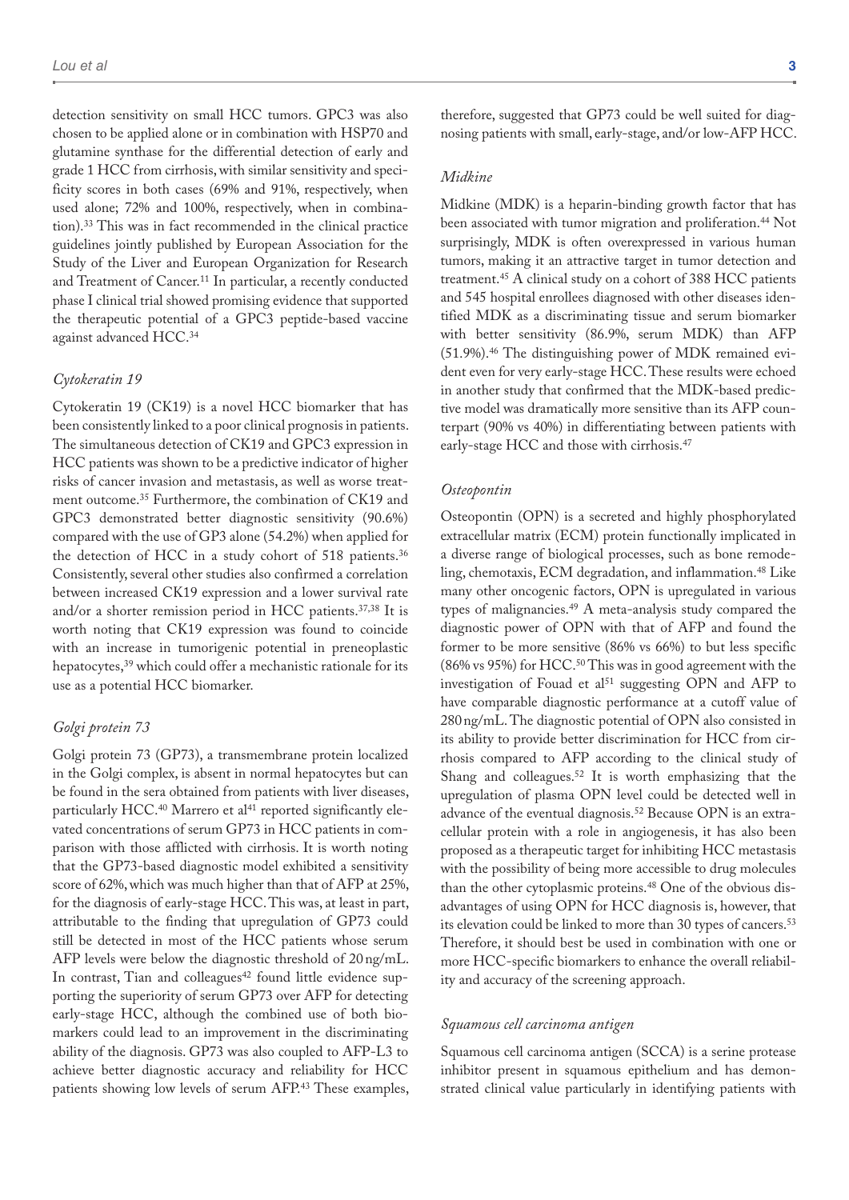detection sensitivity on small HCC tumors. GPC3 was also chosen to be applied alone or in combination with HSP70 and glutamine synthase for the differential detection of early and grade 1 HCC from cirrhosis, with similar sensitivity and specificity scores in both cases (69% and 91%, respectively, when used alone; 72% and 100%, respectively, when in combination).[33] This was in fact recommended in the clinical practice guidelines jointly published by European Association for the Study of the Liver and European Organization for Research and Treatment of Cancer.[11] In particular, a recently conducted phase I clinical trial showed promising evidence that supported the therapeutic potential of a GPC3 peptide-based vaccine against advanced HCC.[34]

### *Cytokeratin 19*

Cytokeratin 19 (CK19) is a novel HCC biomarker that has been consistently linked to a poor clinical prognosis in patients. The simultaneous detection of CK19 and GPC3 expression in HCC patients was shown to be a predictive indicator of higher risks of cancer invasion and metastasis, as well as worse treatment outcome.[35] Furthermore, the combination of CK19 and GPC3 demonstrated better diagnostic sensitivity (90.6%) compared with the use of GP3 alone (54.2%) when applied for the detection of HCC in a study cohort of 518 patients.[36] Consistently, several other studies also confirmed a correlation between increased CK19 expression and a lower survival rate and/or a shorter remission period in HCC patients.[37,38] It is worth noting that CK19 expression was found to coincide with an increase in tumorigenic potential in preneoplastic hepatocytes,[39] which could offer a mechanistic rationale for its use as a potential HCC biomarker.

### *Golgi protein 73*

Golgi protein 73 (GP73), a transmembrane protein localized in the Golgi complex, is absent in normal hepatocytes but can be found in the sera obtained from patients with liver diseases, particularly HCC.[40] Marrero et al[41] reported significantly elevated concentrations of serum GP73 in HCC patients in comparison with those afflicted with cirrhosis. It is worth noting that the GP73-based diagnostic model exhibited a sensitivity score of 62%, which was much higher than that of AFP at 25%, for the diagnosis of early-stage HCC. This was, at least in part, attributable to the finding that upregulation of GP73 could still be detected in most of the HCC patients whose serum AFP levels were below the diagnostic threshold of 20 ng/mL. In contrast, Tian and colleagues[42] found little evidence supporting the superiority of serum GP73 over AFP for detecting early-stage HCC, although the combined use of both biomarkers could lead to an improvement in the discriminating ability of the diagnosis. GP73 was also coupled to AFP-L3 to achieve better diagnostic accuracy and reliability for HCC patients showing low levels of serum AFP.[43] These examples, therefore, suggested that GP73 could be well suited for diagnosing patients with small, early-stage, and/or low-AFP HCC.

### *Midkine*

Midkine (MDK) is a heparin-binding growth factor that has been associated with tumor migration and proliferation.[44] Not surprisingly, MDK is often overexpressed in various human tumors, making it an attractive target in tumor detection and treatment.[45] A clinical study on a cohort of 388 HCC patients and 545 hospital enrollees diagnosed with other diseases identified MDK as a discriminating tissue and serum biomarker with better sensitivity (86.9%, serum MDK) than AFP (51.9%).[46] The distinguishing power of MDK remained evident even for very early-stage HCC. These results were echoed in another study that confirmed that the MDK-based predictive model was dramatically more sensitive than its AFP counterpart (90% vs 40%) in differentiating between patients with early-stage HCC and those with cirrhosis.[47]

### *Osteopontin*

Osteopontin (OPN) is a secreted and highly phosphorylated extracellular matrix (ECM) protein functionally implicated in a diverse range of biological processes, such as bone remodeling, chemotaxis, ECM degradation, and inflammation.[48] Like many other oncogenic factors, OPN is upregulated in various types of malignancies.[49] A meta-analysis study compared the diagnostic power of OPN with that of AFP and found the former to be more sensitive (86% vs 66%) to but less specific (86% vs 95%) for HCC.[50] This was in good agreement with the investigation of Fouad et al[51] suggesting OPN and AFP to have comparable diagnostic performance at a cutoff value of 280 ng/mL. The diagnostic potential of OPN also consisted in its ability to provide better discrimination for HCC from cirrhosis compared to AFP according to the clinical study of Shang and colleagues.[52] It is worth emphasizing that the upregulation of plasma OPN level could be detected well in advance of the eventual diagnosis.[52] Because OPN is an extracellular protein with a role in angiogenesis, it has also been proposed as a therapeutic target for inhibiting HCC metastasis with the possibility of being more accessible to drug molecules than the other cytoplasmic proteins.[48] One of the obvious disadvantages of using OPN for HCC diagnosis is, however, that its elevation could be linked to more than 30 types of cancers.[53] Therefore, it should best be used in combination with one or more HCC-specific biomarkers to enhance the overall reliability and accuracy of the screening approach.

### *Squamous cell carcinoma antigen*

Squamous cell carcinoma antigen (SCCA) is a serine protease inhibitor present in squamous epithelium and has demonstrated clinical value particularly in identifying patients with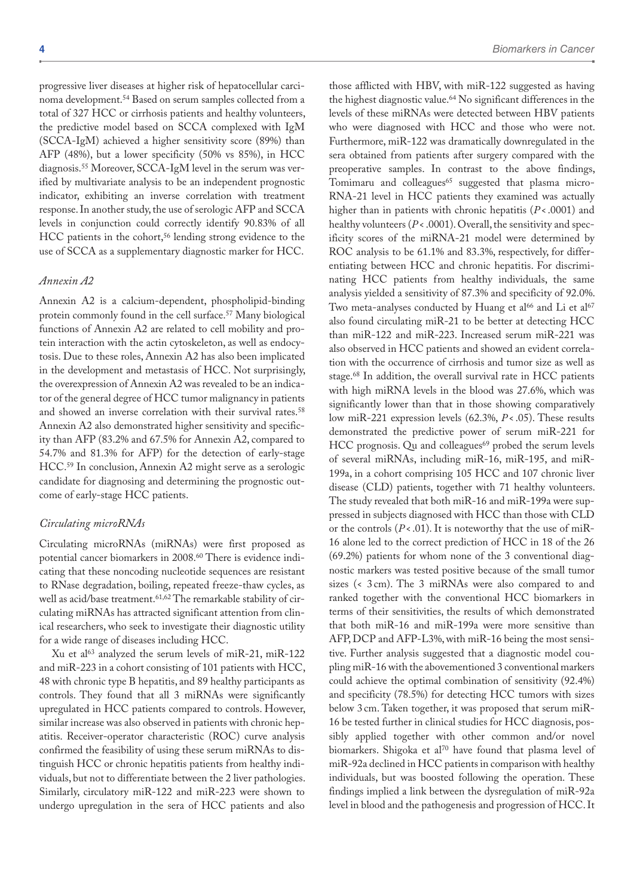progressive liver diseases at higher risk of hepatocellular carcinoma development.[54] Based on serum samples collected from a total of 327 HCC or cirrhosis patients and healthy volunteers, the predictive model based on SCCA complexed with IgM (SCCA-IgM) achieved a higher sensitivity score (89%) than AFP (48%), but a lower specificity (50% vs 85%), in HCC diagnosis.[55] Moreover, SCCA-IgM level in the serum was verified by multivariate analysis to be an independent prognostic indicator, exhibiting an inverse correlation with treatment response. In another study, the use of serologic AFP and SCCA levels in conjunction could correctly identify 90.83% of all HCC patients in the cohort,[56] lending strong evidence to the use of SCCA as a supplementary diagnostic marker for HCC.

### *Annexin A2*

Annexin A2 is a calcium-dependent, phospholipid-binding protein commonly found in the cell surface.[57] Many biological functions of Annexin A2 are related to cell mobility and protein interaction with the actin cytoskeleton, as well as endocytosis. Due to these roles, Annexin A2 has also been implicated in the development and metastasis of HCC. Not surprisingly, the overexpression of Annexin A2 was revealed to be an indicator of the general degree of HCC tumor malignancy in patients and showed an inverse correlation with their survival rates.[58] Annexin A2 also demonstrated higher sensitivity and specificity than AFP (83.2% and 67.5% for Annexin A2, compared to 54.7% and 81.3% for AFP) for the detection of early-stage HCC.[59] In conclusion, Annexin A2 might serve as a serologic candidate for diagnosing and determining the prognostic outcome of early-stage HCC patients.

### *Circulating microRNAs*

Circulating microRNAs (miRNAs) were first proposed as potential cancer biomarkers in 2008.[60] There is evidence indicating that these noncoding nucleotide sequences are resistant to RNase degradation, boiling, repeated freeze-thaw cycles, as well as acid/base treatment.[61,62] The remarkable stability of circulating miRNAs has attracted significant attention from clinical researchers, who seek to investigate their diagnostic utility for a wide range of diseases including HCC.

Xu et al[63] analyzed the serum levels of miR-21, miR-122 and miR-223 in a cohort consisting of 101 patients with HCC, 48 with chronic type B hepatitis, and 89 healthy participants as controls. They found that all 3 miRNAs were significantly upregulated in HCC patients compared to controls. However, similar increase was also observed in patients with chronic hepatitis. Receiver-operator characteristic (ROC) curve analysis confirmed the feasibility of using these serum miRNAs to distinguish HCC or chronic hepatitis patients from healthy individuals, but not to differentiate between the 2 liver pathologies. Similarly, circulatory miR-122 and miR-223 were shown to undergo upregulation in the sera of HCC patients and also those afflicted with HBV, with miR-122 suggested as having the highest diagnostic value.[64] No significant differences in the levels of these miRNAs were detected between HBV patients who were diagnosed with HCC and those who were not. Furthermore, miR-122 was dramatically downregulated in the sera obtained from patients after surgery compared with the preoperative samples. In contrast to the above findings, Tomimaru and colleagues[65] suggested that plasma microRNA-21 level in HCC patients they examined was actually higher than in patients with chronic hepatitis ($P < .0001$) and healthy volunteers ($P < .0001$). Overall, the sensitivity and specificity scores of the miRNA-21 model were determined by ROC analysis to be 61.1% and 83.3%, respectively, for differentiating between HCC and chronic hepatitis. For discriminating HCC patients from healthy individuals, the same analysis yielded a sensitivity of 87.3% and specificity of 92.0%. Two meta-analyses conducted by Huang et al[66] and Li et al[67] also found circulating miR-21 to be better at detecting HCC than miR-122 and miR-223. Increased serum miR-221 was also observed in HCC patients and showed an evident correlation with the occurrence of cirrhosis and tumor size as well as stage.[68] In addition, the overall survival rate in HCC patients with high miRNA levels in the blood was 27.6%, which was significantly lower than that in those showing comparatively low miR-221 expression levels (62.3%, $P < .05$). These results demonstrated the predictive power of serum miR-221 for HCC prognosis. Qu and colleagues[69] probed the serum levels of several miRNAs, including miR-16, miR-195, and miR-199a, in a cohort comprising 105 HCC and 107 chronic liver disease (CLD) patients, together with 71 healthy volunteers. The study revealed that both miR-16 and miR-199a were suppressed in subjects diagnosed with HCC than those with CLD or the controls ($P < .01$). It is noteworthy that the use of miR-16 alone led to the correct prediction of HCC in 18 of the 26 (69.2%) patients for whom none of the 3 conventional diagnostic markers was tested positive because of the small tumor sizes (< 3 cm). The 3 miRNAs were also compared to and ranked together with the conventional HCC biomarkers in terms of their sensitivities, the results of which demonstrated that both miR-16 and miR-199a were more sensitive than AFP, DCP and AFP-L3%, with miR-16 being the most sensitive. Further analysis suggested that a diagnostic model coupling miR-16 with the abovementioned 3 conventional markers could achieve the optimal combination of sensitivity (92.4%) and specificity (78.5%) for detecting HCC tumors with sizes below 3 cm. Taken together, it was proposed that serum miR-16 be tested further in clinical studies for HCC diagnosis, possibly applied together with other common and/or novel biomarkers. Shigoka et al[70] have found that plasma level of miR-92a declined in HCC patients in comparison with healthy individuals, but was boosted following the operation. These findings implied a link between the dysregulation of miR-92a level in blood and the pathogenesis and progression of HCC. It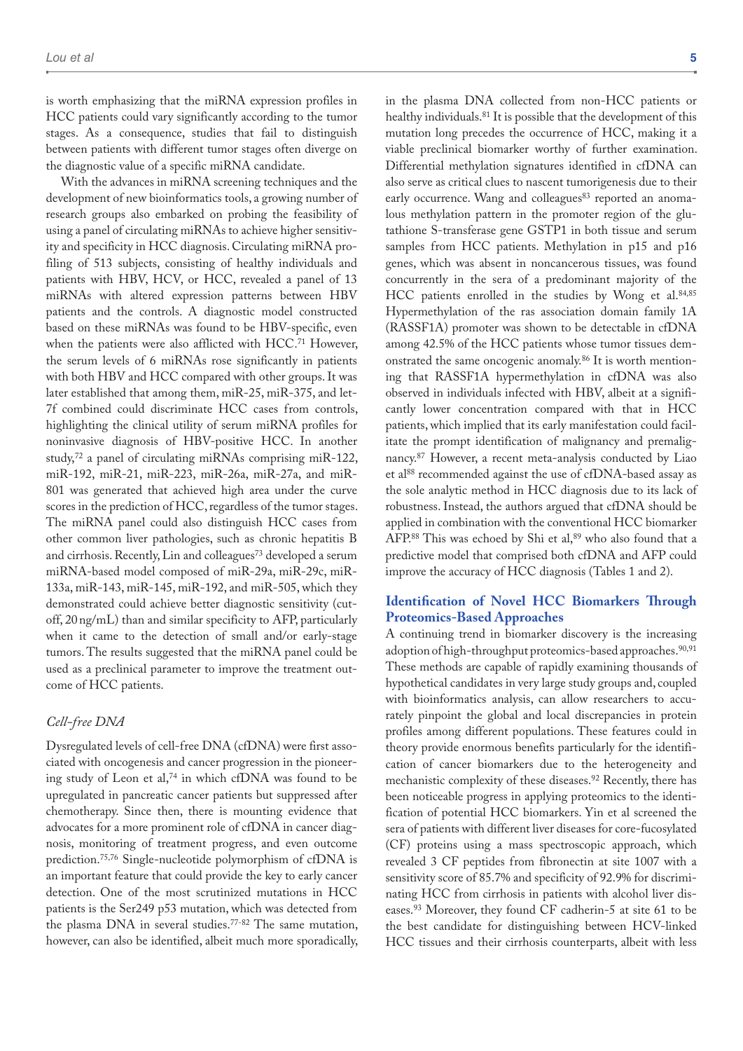is worth emphasizing that the miRNA expression profiles in HCC patients could vary significantly according to the tumor stages. As a consequence, studies that fail to distinguish between patients with different tumor stages often diverge on the diagnostic value of a specific miRNA candidate.

With the advances in miRNA screening techniques and the development of new bioinformatics tools, a growing number of research groups also embarked on probing the feasibility of using a panel of circulating miRNAs to achieve higher sensitivity and specificity in HCC diagnosis. Circulating miRNA profiling of 513 subjects, consisting of healthy individuals and patients with HBV, HCV, or HCC, revealed a panel of 13 miRNAs with altered expression patterns between HBV patients and the controls. A diagnostic model constructed based on these miRNAs was found to be HBV-specific, even when the patients were also afflicted with HCC.[71] However, the serum levels of 6 miRNAs rose significantly in patients with both HBV and HCC compared with other groups. It was later established that among them, miR-25, miR-375, and let-7f combined could discriminate HCC cases from controls, highlighting the clinical utility of serum miRNA profiles for noninvasive diagnosis of HBV-positive HCC. In another study,[72] a panel of circulating miRNAs comprising miR-122, miR-192, miR-21, miR-223, miR-26a, miR-27a, and miR-801 was generated that achieved high area under the curve scores in the prediction of HCC, regardless of the tumor stages. The miRNA panel could also distinguish HCC cases from other common liver pathologies, such as chronic hepatitis B and cirrhosis. Recently, Lin and colleagues[73] developed a serum miRNA-based model composed of miR-29a, miR-29c, miR-133a, miR-143, miR-145, miR-192, and miR-505, which they demonstrated could achieve better diagnostic sensitivity (cutoff, 20 ng/mL) than and similar specificity to AFP, particularly when it came to the detection of small and/or early-stage tumors. The results suggested that the miRNA panel could be used as a preclinical parameter to improve the treatment outcome of HCC patients.

### *Cell-free DNA*

Dysregulated levels of cell-free DNA (cfDNA) were first associated with oncogenesis and cancer progression in the pioneering study of Leon et al,[74] in which cfDNA was found to be upregulated in pancreatic cancer patients but suppressed after chemotherapy. Since then, there is mounting evidence that advocates for a more prominent role of cfDNA in cancer diagnosis, monitoring of treatment progress, and even outcome prediction.[75,76] Single-nucleotide polymorphism of cfDNA is an important feature that could provide the key to early cancer detection. One of the most scrutinized mutations in HCC patients is the Ser249 p53 mutation, which was detected from the plasma DNA in several studies.[77-82] The same mutation, however, can also be identified, albeit much more sporadically, in the plasma DNA collected from non-HCC patients or healthy individuals.[81] It is possible that the development of this mutation long precedes the occurrence of HCC, making it a viable preclinical biomarker worthy of further examination. Differential methylation signatures identified in cfDNA can also serve as critical clues to nascent tumorigenesis due to their early occurrence. Wang and colleagues[83] reported an anomalous methylation pattern in the promoter region of the glutathione S-transferase gene GSTP1 in both tissue and serum samples from HCC patients. Methylation in p15 and p16 genes, which was absent in noncancerous tissues, was found concurrently in the sera of a predominant majority of the HCC patients enrolled in the studies by Wong et al.[84,85] Hypermethylation of the ras association domain family 1A (RASSF1A) promoter was shown to be detectable in cfDNA among 42.5% of the HCC patients whose tumor tissues demonstrated the same oncogenic anomaly.[86] It is worth mentioning that RASSF1A hypermethylation in cfDNA was also observed in individuals infected with HBV, albeit at a significantly lower concentration compared with that in HCC patients, which implied that its early manifestation could facilitate the prompt identification of malignancy and premalignancy.[87] However, a recent meta-analysis conducted by Liao et al[88] recommended against the use of cfDNA-based assay as the sole analytic method in HCC diagnosis due to its lack of robustness. Instead, the authors argued that cfDNA should be applied in combination with the conventional HCC biomarker AFP.[88] This was echoed by Shi et al,[89] who also found that a predictive model that comprised both cfDNA and AFP could improve the accuracy of HCC diagnosis (Tables 1 and 2).

## Identification of Novel HCC Biomarkers Through Proteomics-Based Approaches

A continuing trend in biomarker discovery is the increasing adoption of high-throughput proteomics-based approaches.[90,91] These methods are capable of rapidly examining thousands of hypothetical candidates in very large study groups and, coupled with bioinformatics analysis, can allow researchers to accurately pinpoint the global and local discrepancies in protein profiles among different populations. These features could in theory provide enormous benefits particularly for the identification of cancer biomarkers due to the heterogeneity and mechanistic complexity of these diseases.[92] Recently, there has been noticeable progress in applying proteomics to the identification of potential HCC biomarkers. Yin et al screened the sera of patients with different liver diseases for core-fucosylated (CF) proteins using a mass spectroscopic approach, which revealed 3 CF peptides from fibronectin at site 1007 with a sensitivity score of 85.7% and specificity of 92.9% for discriminating HCC from cirrhosis in patients with alcohol liver diseases.[93] Moreover, they found CF cadherin-5 at site 61 to be the best candidate for distinguishing between HCV-linked HCC tissues and their cirrhosis counterparts, albeit with less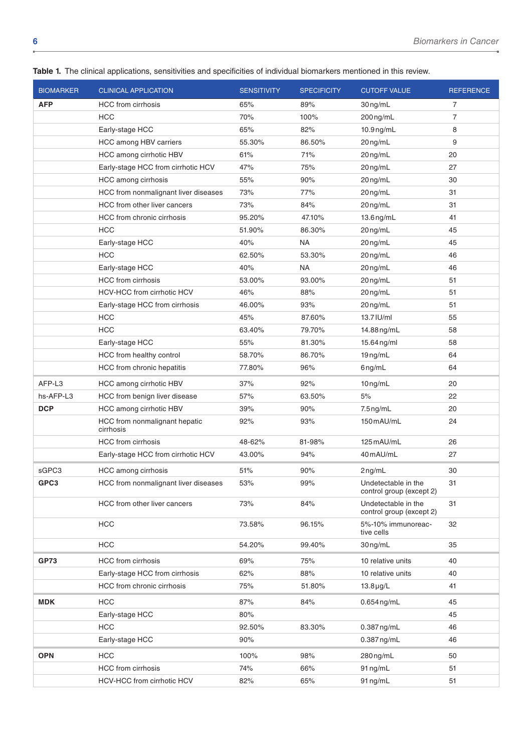**Table 1.** The clinical applications, sensitivities and specificities of individual biomarkers mentioned in this review.

| BIOMARKER | CLINICAL APPLICATION | SENSITIVITY | SPECIFICITY | CUTOFF VALUE | REFERENCE |
|---|---|---|---|---|---|
| **AFP** | HCC from cirrhosis | 65% | 89% | 30 ng/mL | 7 |
| | HCC | 70% | 100% | 200 ng/mL | 7 |
| | Early-stage HCC | 65% | 82% | 10.9 ng/mL | 8 |
| | HCC among HBV carriers | 55.30% | 86.50% | 20 ng/mL | 9 |
| | HCC among cirrhotic HBV | 61% | 71% | 20 ng/mL | 20 |
| | Early-stage HCC from cirrhotic HCV | 47% | 75% | 20 ng/mL | 27 |
| | HCC among cirrhosis | 55% | 90% | 20 ng/mL | 30 |
| | HCC from nonmalignant liver diseases | 73% | 77% | 20 ng/mL | 31 |
| | HCC from other liver cancers | 73% | 84% | 20 ng/mL | 31 |
| | HCC from chronic cirrhosis | 95.20% | 47.10% | 13.6 ng/mL | 41 |
| | HCC | 51.90% | 86.30% | 20 ng/mL | 45 |
| | Early-stage HCC | 40% | NA | 20 ng/mL | 45 |
| | HCC | 62.50% | 53.30% | 20 ng/mL | 46 |
| | Early-stage HCC | 40% | NA | 20 ng/mL | 46 |
| | HCC from cirrhosis | 53.00% | 93.00% | 20 ng/mL | 51 |
| | HCV-HCC from cirrhotic HCV | 46% | 88% | 20 ng/mL | 51 |
| | Early-stage HCC from cirrhosis | 46.00% | 93% | 20 ng/mL | 51 |
| | HCC | 45% | 87.60% | 13.7 IU/ml | 55 |
| | HCC | 63.40% | 79.70% | 14.88 ng/mL | 58 |
| | Early-stage HCC | 55% | 81.30% | 15.64 ng/ml | 58 |
| | HCC from healthy control | 58.70% | 86.70% | 19 ng/mL | 64 |
| | HCC from chronic hepatitis | 77.80% | 96% | 6 ng/mL | 64 |
| AFP-L3 | HCC among cirrhotic HBV | 37% | 92% | 10 ng/mL | 20 |
| hs-AFP-L3 | HCC from benign liver disease | 57% | 63.50% | 5% | 22 |
| **DCP** | HCC among cirrhotic HBV | 39% | 90% | 7.5 ng/mL | 20 |
| | HCC from nonmalignant hepatic cirrhosis | 92% | 93% | 150 mAU/mL | 24 |
| | HCC from cirrhosis | 48-62% | 81-98% | 125 mAU/mL | 26 |
| | Early-stage HCC from cirrhotic HCV | 43.00% | 94% | 40 mAU/mL | 27 |
| sGPC3 | HCC among cirrhosis | 51% | 90% | 2 ng/mL | 30 |
| **GPC3** | HCC from nonmalignant liver diseases | 53% | 99% | Undetectable in the control group (except 2) | 31 |
| | HCC from other liver cancers | 73% | 84% | Undetectable in the control group (except 2) | 31 |
| | HCC | 73.58% | 96.15% | 5%-10% immunoreactive cells | 32 |
| | HCC | 54.20% | 99.40% | 30 ng/mL | 35 |
| **GP73** | HCC from cirrhosis | 69% | 75% | 10 relative units | 40 |
| | Early-stage HCC from cirrhosis | 62% | 88% | 10 relative units | 40 |
| | HCC from chronic cirrhosis | 75% | 51.80% | 13.8 μg/L | 41 |
| **MDK** | HCC | 87% | 84% | 0.654 ng/mL | 45 |
| | Early-stage HCC | 80% | | | 45 |
| | HCC | 92.50% | 83.30% | 0.387 ng/mL | 46 |
| | Early-stage HCC | 90% | | 0.387 ng/mL | 46 |
| **OPN** | HCC | 100% | 98% | 280 ng/mL | 50 |
| | HCC from cirrhosis | 74% | 66% | 91 ng/mL | 51 |
| | HCV-HCC from cirrhotic HCV | 82% | 65% | 91 ng/mL | 51 |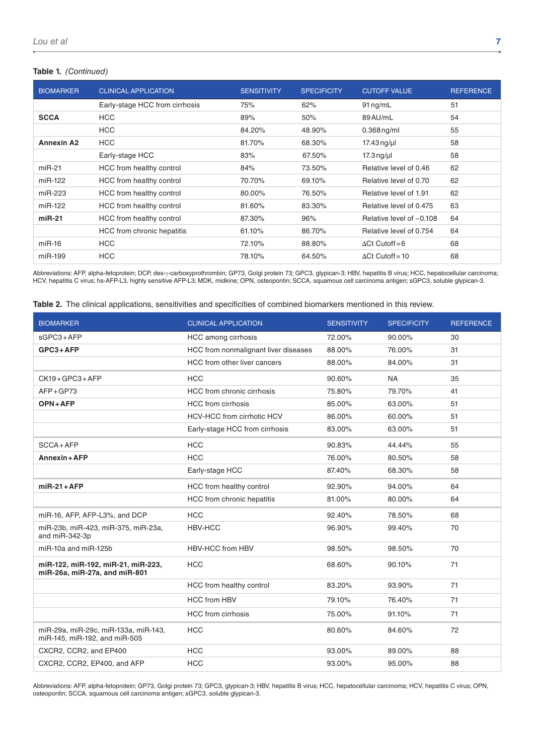**Table 1.** *(Continued)*

| BIOMARKER | CLINICAL APPLICATION | SENSITIVITY | SPECIFICITY | CUTOFF VALUE | REFERENCE |
|---|---|---|---|---|---|
| | Early-stage HCC from cirrhosis | 75% | 62% | 91 ng/mL | 51 |
| **SCCA** | HCC | 89% | 50% | 89 AU/mL | 54 |
| | HCC | 84.20% | 48.90% | 0.368 ng/ml | 55 |
| **Annexin A2** | HCC | 81.70% | 68.30% | 17.43 ng/µl | 58 |
| | Early-stage HCC | 83% | 67.50% | 17.3 ng/µl | 58 |
| miR-21 | HCC from healthy control | 84% | 73.50% | Relative level of 0.46 | 62 |
| miR-122 | HCC from healthy control | 70.70% | 69.10% | Relative level of 0.70 | 62 |
| miR-223 | HCC from healthy control | 80.00% | 76.50% | Relative level of 1.91 | 62 |
| miR-122 | HCC from healthy control | 81.60% | 83.30% | Relative level of 0.475 | 63 |
| **miR-21** | HCC from healthy control | 87.30% | 96% | Relative level of −0.108 | 64 |
| | HCC from chronic hepatitis | 61.10% | 86.70% | Relative level of 0.754 | 64 |
| miR-16 | HCC | 72.10% | 88.80% | ΔCt Cutoff = 6 | 68 |
| miR-199 | HCC | 78.10% | 64.50% | ΔCt Cutoff = 10 | 68 |

Abbreviations: AFP, alpha-fetoprotein; DCP, des-γ-carboxyprothrombin; GP73, Golgi protein 73; GPC3, glypican-3; HBV, hepatitis B virus; HCC, hepatocellular carcinoma; HCV, hepatitis C virus; hs-AFP-L3, highly sensitive AFP-L3; MDK, midkine; OPN, osteopontin; SCCA, squamous cell carcinoma antigen; sGPC3, soluble glypican-3.

**Table 2.** The clinical applications, sensitivities and specificities of combined biomarkers mentioned in this review.

| BIOMARKER | CLINICAL APPLICATION | SENSITIVITY | SPECIFICITY | REFERENCE |
|---|---|---|---|---|
| sGPC3 + AFP | HCC among cirrhosis | 72.00% | 90.00% | 30 |
| **GPC3 + AFP** | HCC from nonmalignant liver diseases | 88.00% | 76.00% | 31 |
| | HCC from other liver cancers | 88.00% | 84.00% | 31 |
| CK19 + GPC3 + AFP | HCC | 90.60% | NA | 35 |
| AFP + GP73 | HCC from chronic cirrhosis | 75.80% | 79.70% | 41 |
| **OPN + AFP** | HCC from cirrhosis | 85.00% | 63.00% | 51 |
| | HCV-HCC from cirrhotic HCV | 86.00% | 60.00% | 51 |
| | Early-stage HCC from cirrhosis | 83.00% | 63.00% | 51 |
| SCCA + AFP | HCC | 90.83% | 44.44% | 55 |
| **Annexin + AFP** | HCC | 76.00% | 80.50% | 58 |
| | Early-stage HCC | 87.40% | 68.30% | 58 |
| **miR-21 + AFP** | HCC from healthy control | 92.90% | 94.00% | 64 |
| | HCC from chronic hepatitis | 81.00% | 80.00% | 64 |
| miR-16, AFP, AFP-L3%, and DCP | HCC | 92.40% | 78.50% | 68 |
| miR-23b, miR-423, miR-375, miR-23a, and miR-342-3p | HBV-HCC | 96.90% | 99.40% | 70 |
| miR-10a and miR-125b | HBV-HCC from HBV | 98.50% | 98.50% | 70 |
| **miR-122, miR-192, miR-21, miR-223, miR-26a, miR-27a, and miR-801** | HCC | 68.60% | 90.10% | 71 |
| | HCC from healthy control | 83.20% | 93.90% | 71 |
| | HCC from HBV | 79.10% | 76.40% | 71 |
| | HCC from cirrhosis | 75.00% | 91.10% | 71 |
| miR-29a, miR-29c, miR-133a, miR-143, miR-145, miR-192, and miR-505 | HCC | 80.60% | 84.60% | 72 |
| CXCR2, CCR2, and EP400 | HCC | 93.00% | 89.00% | 88 |
| CXCR2, CCR2, EP400, and AFP | HCC | 93.00% | 95.00% | 88 |

Abbreviations: AFP, alpha-fetoprotein; GP73, Golgi protein 73; GPC3, glypican-3; HBV, hepatitis B virus; HCC, hepatocellular carcinoma; HCV, hepatitis C virus; OPN, osteopontin; SCCA, squamous cell carcinoma antigen; sGPC3, soluble glypican-3.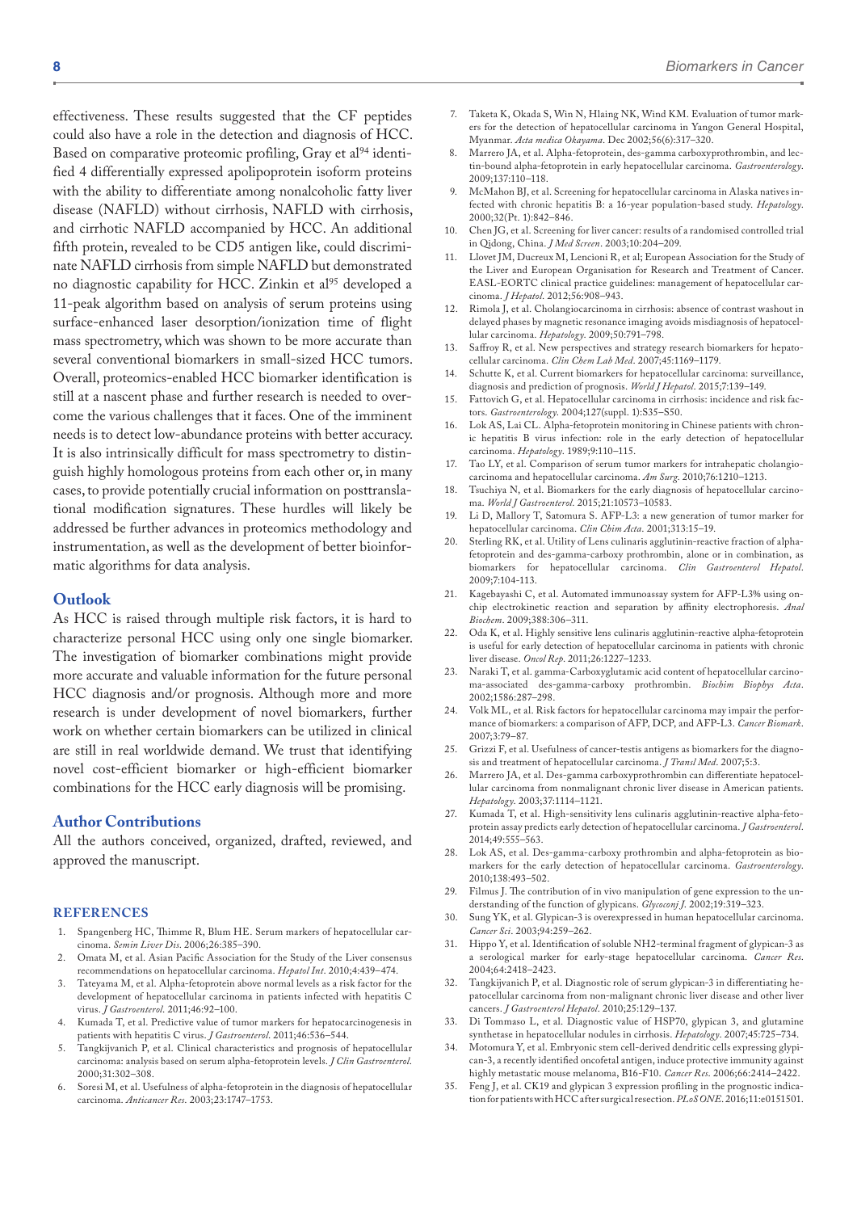effectiveness. These results suggested that the CF peptides could also have a role in the detection and diagnosis of HCC. Based on comparative proteomic profiling, Gray et al[94] identified 4 differentially expressed apolipoprotein isoform proteins with the ability to differentiate among nonalcoholic fatty liver disease (NAFLD) without cirrhosis, NAFLD with cirrhosis, and cirrhotic NAFLD accompanied by HCC. An additional fifth protein, revealed to be CD5 antigen like, could discriminate NAFLD cirrhosis from simple NAFLD but demonstrated no diagnostic capability for HCC. Zinkin et al[95] developed a 11-peak algorithm based on analysis of serum proteins using surface-enhanced laser desorption/ionization time of flight mass spectrometry, which was shown to be more accurate than several conventional biomarkers in small-sized HCC tumors. Overall, proteomics-enabled HCC biomarker identification is still at a nascent phase and further research is needed to overcome the various challenges that it faces. One of the imminent needs is to detect low-abundance proteins with better accuracy. It is also intrinsically difficult for mass spectrometry to distinguish highly homologous proteins from each other or, in many cases, to provide potentially crucial information on posttranslational modification signatures. These hurdles will likely be addressed be further advances in proteomics methodology and instrumentation, as well as the development of better bioinformatic algorithms for data analysis.

## Outlook

As HCC is raised through multiple risk factors, it is hard to characterize personal HCC using only one single biomarker. The investigation of biomarker combinations might provide more accurate and valuable information for the future personal HCC diagnosis and/or prognosis. Although more and more research is under development of novel biomarkers, further work on whether certain biomarkers can be utilized in clinical are still in real worldwide demand. We trust that identifying novel cost-efficient biomarker or high-efficient biomarker combinations for the HCC early diagnosis will be promising.

## Author Contributions

All the authors conceived, organized, drafted, reviewed, and approved the manuscript.

## REFERENCES

1. Spangenberg HC, Thimme R, Blum HE. Serum markers of hepatocellular carcinoma. *Semin Liver Dis*. 2006;26:385–390.
2. Omata M, et al. Asian Pacific Association for the Study of the Liver consensus recommendations on hepatocellular carcinoma. *Hepatol Int*. 2010;4:439–474.
3. Tateyama M, et al. Alpha-fetoprotein above normal levels as a risk factor for the development of hepatocellular carcinoma in patients infected with hepatitis C virus. *J Gastroenterol.* 2011;46:92–100.
4. Kumada T, et al. Predictive value of tumor markers for hepatocarcinogenesis in patients with hepatitis C virus. *J Gastroenterol*. 2011;46:536–544.
5. Tangkijvanich P, et al. Clinical characteristics and prognosis of hepatocellular carcinoma: analysis based on serum alpha-fetoprotein levels. *J Clin Gastroenterol*. 2000;31:302–308.
6. Soresi M, et al. Usefulness of alpha-fetoprotein in the diagnosis of hepatocellular carcinoma. *Anticancer Res*. 2003;23:1747–1753.
7. Taketa K, Okada S, Win N, Hlaing NK, Wind KM. Evaluation of tumor markers for the detection of hepatocellular carcinoma in Yangon General Hospital, Myanmar. *Acta medica Okayama*. Dec 2002;56(6):317–320.
8. Marrero JA, et al. Alpha-fetoprotein, des-gamma carboxyprothrombin, and lectin-bound alpha-fetoprotein in early hepatocellular carcinoma. *Gastroenterology*. 2009;137:110–118.
9. McMahon BJ, et al. Screening for hepatocellular carcinoma in Alaska natives infected with chronic hepatitis B: a 16-year population-based study. *Hepatology*. 2000;32(Pt. 1):842–846.
10. Chen JG, et al. Screening for liver cancer: results of a randomised controlled trial in Qidong, China. *J Med Screen*. 2003;10:204–209.
11. Llovet JM, Ducreux M, Lencioni R, et al; European Association for the Study of the Liver and European Organisation for Research and Treatment of Cancer. EASL-EORTC clinical practice guidelines: management of hepatocellular carcinoma. *J Hepatol*. 2012;56:908–943.
12. Rimola J, et al. Cholangiocarcinoma in cirrhosis: absence of contrast washout in delayed phases by magnetic resonance imaging avoids misdiagnosis of hepatocellular carcinoma. *Hepatology.* 2009;50:791–798.
13. Saffroy R, et al. New perspectives and strategy research biomarkers for hepatocellular carcinoma. *Clin Chem Lab Med*. 2007;45:1169–1179.
14. Schutte K, et al. Current biomarkers for hepatocellular carcinoma: surveillance, diagnosis and prediction of prognosis. *World J Hepatol*. 2015;7:139–149.
15. Fattovich G, et al. Hepatocellular carcinoma in cirrhosis: incidence and risk factors. *Gastroenterology*. 2004;127(suppl. 1):S35–S50.
16. Lok AS, Lai CL. Alpha-fetoprotein monitoring in Chinese patients with chronic hepatitis B virus infection: role in the early detection of hepatocellular carcinoma. *Hepatology*. 1989;9:110–115.
17. Tao LY, et al. Comparison of serum tumor markers for intrahepatic cholangiocarcinoma and hepatocellular carcinoma. *Am Surg*. 2010;76:1210–1213.
18. Tsuchiya N, et al. Biomarkers for the early diagnosis of hepatocellular carcinoma. *World J Gastroenterol*. 2015;21:10573–10583.
19. Li D, Mallory T, Satomura S. AFP-L3: a new generation of tumor marker for hepatocellular carcinoma. *Clin Chim Acta*. 2001;313:15–19.
20. Sterling RK, et al. Utility of Lens culinaris agglutinin-reactive fraction of alpha-fetoprotein and des-gamma-carboxy prothrombin, alone or in combination, as biomarkers for hepatocellular carcinoma. *Clin Gastroenterol Hepatol*. 2009;7:104-113.
21. Kagebayashi C, et al. Automated immunoassay system for AFP-L3% using on-chip electrokinetic reaction and separation by affinity electrophoresis. *Anal Biochem*. 2009;388:306–311.
22. Oda K, et al. Highly sensitive lens culinaris agglutinin-reactive alpha-fetoprotein is useful for early detection of hepatocellular carcinoma in patients with chronic liver disease. *Oncol Rep*. 2011;26:1227–1233.
23. Naraki T, et al. gamma-Carboxyglutamic acid content of hepatocellular carcinoma-associated des-gamma-carboxy prothrombin. *Biochim Biophys Acta*. 2002;1586:287–298.
24. Volk ML, et al. Risk factors for hepatocellular carcinoma may impair the performance of biomarkers: a comparison of AFP, DCP, and AFP-L3. *Cancer Biomark*. 2007;3:79–87.
25. Grizzi F, et al. Usefulness of cancer-testis antigens as biomarkers for the diagnosis and treatment of hepatocellular carcinoma. *J Transl Med*. 2007;5:3.
26. Marrero JA, et al. Des-gamma carboxyprothrombin can differentiate hepatocellular carcinoma from nonmalignant chronic liver disease in American patients. *Hepatology.* 2003;37:1114–1121.
27. Kumada T, et al. High-sensitivity lens culinaris agglutinin-reactive alpha-fetoprotein assay predicts early detection of hepatocellular carcinoma. *J Gastroenterol*. 2014;49:555–563.
28. Lok AS, et al. Des-gamma-carboxy prothrombin and alpha-fetoprotein as biomarkers for the early detection of hepatocellular carcinoma. *Gastroenterology*. 2010;138:493–502.
29. Filmus J. The contribution of in vivo manipulation of gene expression to the understanding of the function of glypicans. *Glycoconj J*. 2002;19:319–323.
30. Sung YK, et al. Glypican-3 is overexpressed in human hepatocellular carcinoma. *Cancer Sci*. 2003;94:259–262.
31. Hippo Y, et al. Identification of soluble NH2-terminal fragment of glypican-3 as a serological marker for early-stage hepatocellular carcinoma. *Cancer Res*. 2004;64:2418–2423.
32. Tangkijvanich P, et al. Diagnostic role of serum glypican-3 in differentiating hepatocellular carcinoma from non-malignant chronic liver disease and other liver cancers. *J Gastroenterol Hepatol*. 2010;25:129–137.
33. Di Tommaso L, et al. Diagnostic value of HSP70, glypican 3, and glutamine synthetase in hepatocellular nodules in cirrhosis. *Hepatology*. 2007;45:725–734.
34. Motomura Y, et al. Embryonic stem cell-derived dendritic cells expressing glypican-3, a recently identified oncofetal antigen, induce protective immunity against highly metastatic mouse melanoma, B16-F10. *Cancer Res*. 2006;66:2414–2422.
35. Feng J, et al. CK19 and glypican 3 expression profiling in the prognostic indication for patients with HCC after surgical resection. *PLoS ONE*. 2016;11:e0151501.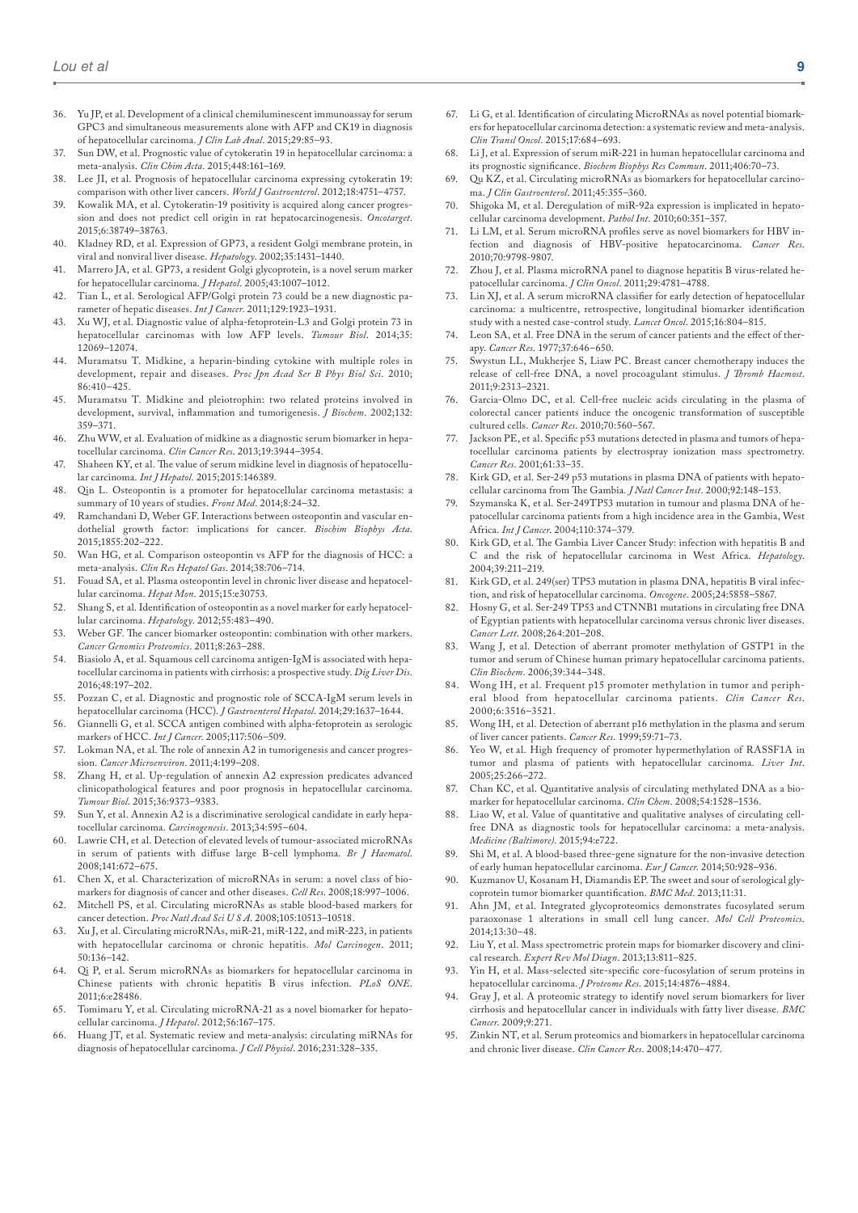36. Yu JP, et al. Development of a clinical chemiluminescent immunoassay for serum GPC3 and simultaneous measurements alone with AFP and CK19 in diagnosis of hepatocellular carcinoma. *J Clin Lab Anal*. 2015;29:85–93.
37. Sun DW, et al. Prognostic value of cytokeratin 19 in hepatocellular carcinoma: a meta-analysis. *Clin Chim Acta*. 2015;448:161–169.
38. Lee JI, et al. Prognosis of hepatocellular carcinoma expressing cytokeratin 19: comparison with other liver cancers. *World J Gastroenterol*. 2012;18:4751–4757.
39. Kowalik MA, et al. Cytokeratin-19 positivity is acquired along cancer progression and does not predict cell origin in rat hepatocarcinogenesis. *Oncotarget*. 2015;6:38749–38763.
40. Kladney RD, et al. Expression of GP73, a resident Golgi membrane protein, in viral and nonviral liver disease. *Hepatology*. 2002;35:1431–1440.
41. Marrero JA, et al. GP73, a resident Golgi glycoprotein, is a novel serum marker for hepatocellular carcinoma. *J Hepatol*. 2005;43:1007–1012.
42. Tian L, et al. Serological AFP/Golgi protein 73 could be a new diagnostic parameter of hepatic diseases. *Int J Cancer*. 2011;129:1923–1931.
43. Xu WJ, et al. Diagnostic value of alpha-fetoprotein-L3 and Golgi protein 73 in hepatocellular carcinomas with low AFP levels. *Tumour Biol*. 2014;35:12069–12074.
44. Muramatsu T. Midkine, a heparin-binding cytokine with multiple roles in development, repair and diseases. *Proc Jpn Acad Ser B Phys Biol Sci*. 2010;86:410–425.
45. Muramatsu T. Midkine and pleiotrophin: two related proteins involved in development, survival, inflammation and tumorigenesis. *J Biochem*. 2002;132:359–371.
46. Zhu WW, et al. Evaluation of midkine as a diagnostic serum biomarker in hepatocellular carcinoma. *Clin Cancer Res*. 2013;19:3944–3954.
47. Shaheen KY, et al. The value of serum midkine level in diagnosis of hepatocellular carcinoma. *Int J Hepatol*. 2015;2015:146389.
48. Qin L. Osteopontin is a promoter for hepatocellular carcinoma metastasis: a summary of 10 years of studies. *Front Med*. 2014;8:24–32.
49. Ramchandani D, Weber GF. Interactions between osteopontin and vascular endothelial growth factor: implications for cancer. *Biochim Biophys Acta*. 2015;1855:202–222.
50. Wan HG, et al. Comparison osteopontin vs AFP for the diagnosis of HCC: a meta-analysis. *Clin Res Hepatol Gas*. 2014;38:706–714.
51. Fouad SA, et al. Plasma osteopontin level in chronic liver disease and hepatocellular carcinoma. *Hepat Mon*. 2015;15:e30753.
52. Shang S, et al. Identification of osteopontin as a novel marker for early hepatocellular carcinoma. *Hepatology*. 2012;55:483–490.
53. Weber GF. The cancer biomarker osteopontin: combination with other markers. *Cancer Genomics Proteomics*. 2011;8:263–288.
54. Biasiolo A, et al. Squamous cell carcinoma antigen-IgM is associated with hepatocellular carcinoma in patients with cirrhosis: a prospective study. *Dig Liver Dis*. 2016;48:197–202.
55. Pozzan C, et al. Diagnostic and prognostic role of SCCA-IgM serum levels in hepatocellular carcinoma (HCC). *J Gastroenterol Hepatol*. 2014;29:1637–1644.
56. Giannelli G, et al. SCCA antigen combined with alpha-fetoprotein as serologic markers of HCC. *Int J Cancer*. 2005;117:506–509.
57. Lokman NA, et al. The role of annexin A2 in tumorigenesis and cancer progression. *Cancer Microenviron*. 2011;4:199–208.
58. Zhang H, et al. Up-regulation of annexin A2 expression predicates advanced clinicopathological features and poor prognosis in hepatocellular carcinoma. *Tumour Biol*. 2015;36:9373–9383.
59. Sun Y, et al. Annexin A2 is a discriminative serological candidate in early hepatocellular carcinoma. *Carcinogenesis*. 2013;34:595–604.
60. Lawrie CH, et al. Detection of elevated levels of tumour-associated microRNAs in serum of patients with diffuse large B-cell lymphoma. *Br J Haematol*. 2008;141:672–675.
61. Chen X, et al. Characterization of microRNAs in serum: a novel class of biomarkers for diagnosis of cancer and other diseases. *Cell Res*. 2008;18:997–1006.
62. Mitchell PS, et al. Circulating microRNAs as stable blood-based markers for cancer detection. *Proc Natl Acad Sci U S A*. 2008;105:10513–10518.
63. Xu J, et al. Circulating microRNAs, miR-21, miR-122, and miR-223, in patients with hepatocellular carcinoma or chronic hepatitis. *Mol Carcinogen*. 2011;50:136–142.
64. Qi P, et al. Serum microRNAs as biomarkers for hepatocellular carcinoma in Chinese patients with chronic hepatitis B virus infection. *PLoS ONE*. 2011;6:e28486.
65. Tomimaru Y, et al. Circulating microRNA-21 as a novel biomarker for hepatocellular carcinoma. *J Hepatol*. 2012;56:167–175.
66. Huang JT, et al. Systematic review and meta-analysis: circulating miRNAs for diagnosis of hepatocellular carcinoma. *J Cell Physiol*. 2016;231:328–335.
67. Li G, et al. Identification of circulating MicroRNAs as novel potential biomarkers for hepatocellular carcinoma detection: a systematic review and meta-analysis. *Clin Transl Oncol*. 2015;17:684–693.
68. Li J, et al. Expression of serum miR-221 in human hepatocellular carcinoma and its prognostic significance. *Biochem Biophys Res Commun*. 2011;406:70–73.
69. Qu KZ, et al. Circulating microRNAs as biomarkers for hepatocellular carcinoma. *J Clin Gastroenterol*. 2011;45:355–360.
70. Shigoka M, et al. Deregulation of miR-92a expression is implicated in hepatocellular carcinoma development. *Pathol Int*. 2010;60:351–357.
71. Li LM, et al. Serum microRNA profiles serve as novel biomarkers for HBV infection and diagnosis of HBV-positive hepatocarcinoma. *Cancer Res*. 2010;70:9798-9807.
72. Zhou J, et al. Plasma microRNA panel to diagnose hepatitis B virus-related hepatocellular carcinoma. *J Clin Oncol*. 2011;29:4781–4788.
73. Lin XJ, et al. A serum microRNA classifier for early detection of hepatocellular carcinoma: a multicentre, retrospective, longitudinal biomarker identification study with a nested case-control study. *Lancet Oncol*. 2015;16:804–815.
74. Leon SA, et al. Free DNA in the serum of cancer patients and the effect of therapy. *Cancer Res*. 1977;37:646–650.
75. Swystun LL, Mukherjee S, Liaw PC. Breast cancer chemotherapy induces the release of cell-free DNA, a novel procoagulant stimulus. *J Thromb Haemost*. 2011;9:2313–2321.
76. Garcia-Olmo DC, et al. Cell-free nucleic acids circulating in the plasma of colorectal cancer patients induce the oncogenic transformation of susceptible cultured cells. *Cancer Res*. 2010;70:560–567.
77. Jackson PE, et al. Specific p53 mutations detected in plasma and tumors of hepatocellular carcinoma patients by electrospray ionization mass spectrometry. *Cancer Res*. 2001;61:33–35.
78. Kirk GD, et al. Ser-249 p53 mutations in plasma DNA of patients with hepatocellular carcinoma from The Gambia. *J Natl Cancer Inst*. 2000;92:148–153.
79. Szymanska K, et al. Ser-249TP53 mutation in tumour and plasma DNA of hepatocellular carcinoma patients from a high incidence area in the Gambia, West Africa. *Int J Cancer*. 2004;110:374–379.
80. Kirk GD, et al. The Gambia Liver Cancer Study: infection with hepatitis B and C and the risk of hepatocellular carcinoma in West Africa. *Hepatology*. 2004;39:211–219.
81. Kirk GD, et al. 249(ser) TP53 mutation in plasma DNA, hepatitis B viral infection, and risk of hepatocellular carcinoma. *Oncogene*. 2005;24:5858–5867.
82. Hosny G, et al. Ser-249 TP53 and CTNNB1 mutations in circulating free DNA of Egyptian patients with hepatocellular carcinoma versus chronic liver diseases. *Cancer Lett*. 2008;264:201–208.
83. Wang J, et al. Detection of aberrant promoter methylation of GSTP1 in the tumor and serum of Chinese human primary hepatocellular carcinoma patients. *Clin Biochem*. 2006;39:344–348.
84. Wong IH, et al. Frequent p15 promoter methylation in tumor and peripheral blood from hepatocellular carcinoma patients. *Clin Cancer Res*. 2000;6:3516–3521.
85. Wong IH, et al. Detection of aberrant p16 methylation in the plasma and serum of liver cancer patients. *Cancer Res*. 1999;59:71–73.
86. Yeo W, et al. High frequency of promoter hypermethylation of RASSF1A in tumor and plasma of patients with hepatocellular carcinoma. *Liver Int*. 2005;25:266–272.
87. Chan KC, et al. Quantitative analysis of circulating methylated DNA as a biomarker for hepatocellular carcinoma. *Clin Chem*. 2008;54:1528–1536.
88. Liao W, et al. Value of quantitative and qualitative analyses of circulating cell-free DNA as diagnostic tools for hepatocellular carcinoma: a meta-analysis. *Medicine (Baltimore)*. 2015;94:e722.
89. Shi M, et al. A blood-based three-gene signature for the non-invasive detection of early human hepatocellular carcinoma. *Eur J Cancer*. 2014;50:928–936.
90. Kuzmanov U, Kosanam H, Diamandis EP. The sweet and sour of serological glycoprotein tumor biomarker quantification. *BMC Med*. 2013;11:31.
91. Ahn JM, et al. Integrated glycoproteomics demonstrates fucosylated serum paraoxonase 1 alterations in small cell lung cancer. *Mol Cell Proteomics*. 2014;13:30–48.
92. Liu Y, et al. Mass spectrometric protein maps for biomarker discovery and clinical research. *Expert Rev Mol Diagn*. 2013;13:811–825.
93. Yin H, et al. Mass-selected site-specific core-fucosylation of serum proteins in hepatocellular carcinoma. *J Proteome Res*. 2015;14:4876–4884.
94. Gray J, et al. A proteomic strategy to identify novel serum biomarkers for liver cirrhosis and hepatocellular cancer in individuals with fatty liver disease. *BMC Cancer*. 2009;9:271.
95. Zinkin NT, et al. Serum proteomics and biomarkers in hepatocellular carcinoma and chronic liver disease. *Clin Cancer Res*. 2008;14:470–477.